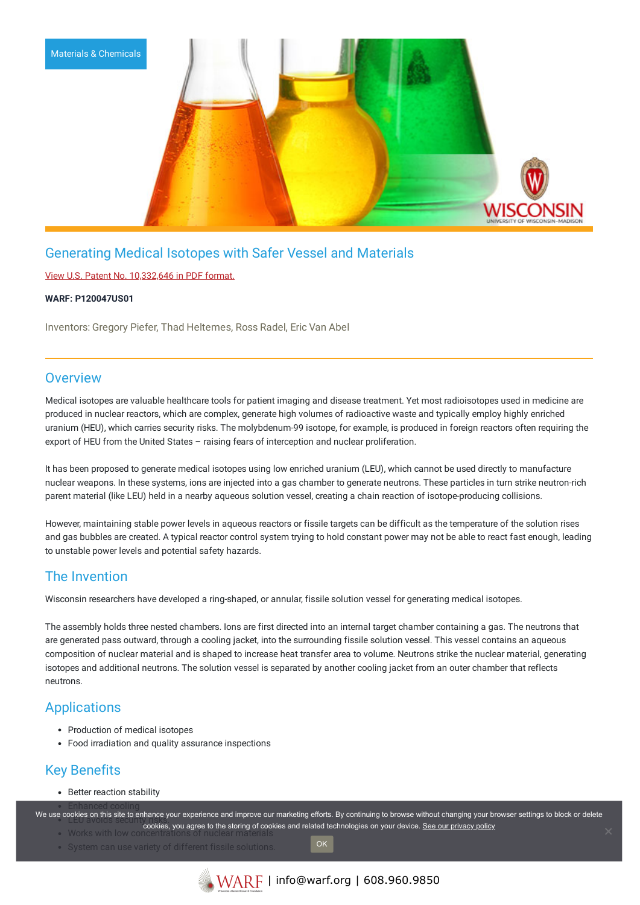Materials & Chemicals

# Generating Medical Isotopes with Safer Vessel and Materials

View U.S. Patent No. 10,332,646 in PDF format.

**WARF: P120047US01**

Inventors: Gregory Piefer, Thad Heltemes, Ross Radel, Eric Van Abel

## Overview

Medical isotopes are valuable healthcare tools for patient imaging and disease treatment. Yet most radioisotopes used in medicine are produced in nuclear reactors, which are complex, generate high volumes of radioactive waste and typically employ highly enriched uranium (HEU), which carries security risks. The molybdenum-99 isotope, for example, is produced in foreign reactors often requiring the export of HEU from the United States – raising fears of interception and nuclear proliferation.

It has been proposed to generate medical isotopes using low enriched uranium (LEU), which cannot be used directly to manufacture nuclear weapons. In these systems, ions are injected into a gas chamber to generate neutrons. These particles in turn strike neutron-rich parent material (like LEU) held in a nearby aqueous solution vessel, creating a chain reaction of isotope-producing collisions.

However, maintaining stable power levels in aqueous reactors or fissile targets can be difficult as the temperature of the solution rises and gas bubbles are created. A typical reactor control system trying to hold constant power may not be able to react fast enough, leading to unstable power levels and potential safety hazards.

## The Invention

Wisconsin researchers have developed a ring-shaped, or annular, fissile solution vessel for generating medical isotopes.

The assembly holds three nested chambers. Ions are first directed into an internal target chamber containing a gas. The neutrons that are generated pass outward, through a cooling jacket, into the surrounding fissile solution vessel. This vessel contains an aqueous composition of nuclear material and is shaped to increase heat transfer area to volume. Neutrons strike the nuclear material, generating isotopes and additional neutrons. The solution vessel is separated by another cooling jacket from an outer chamber that reflects neutrons.

## Applications

- Production of medical isotopes
- Food irradiation and quality assurance inspections

## Key Benefits

- Better reaction stability
- Enhanced cooling
- LEU avoids security risks
- Works with low concentrations of nuclear materials
- System can use variety of different fissile solutions.

We use cookies on this site to enhance your experience and improve our marketing efforts. By continuing to browse without changing your browser settings to block or delete cookies, you agree to the storing of cookies and related technologies on your device. See our privacy policy

OK

WARF | info@warf.org | 608.960.9850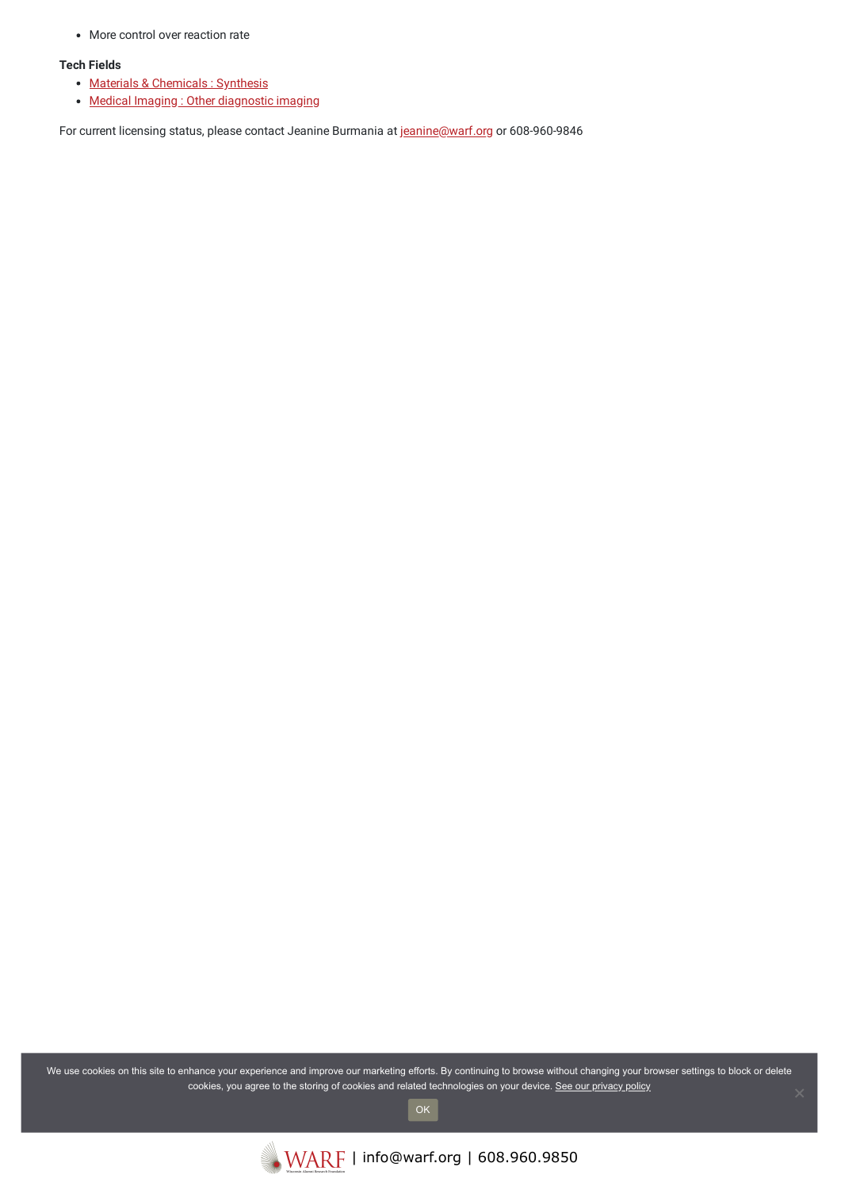- More control over reaction rate

**Tech Fields**

- Materials & Chemicals : Synthesis
- Medical Imaging : Other diagnostic imaging

For current licensing status, please contact Jeanine Burmania at jeanine@warf.org or 608-960-9846

We use cookies on this site to enhance your experience and improve our marketing efforts. By continuing to browse without changing your browser settings to block or delete cookies, you agree to the storing of cookies and related technologies on your device. See our privacy policy

OK

WARF | info@warf.org | 608.960.9850